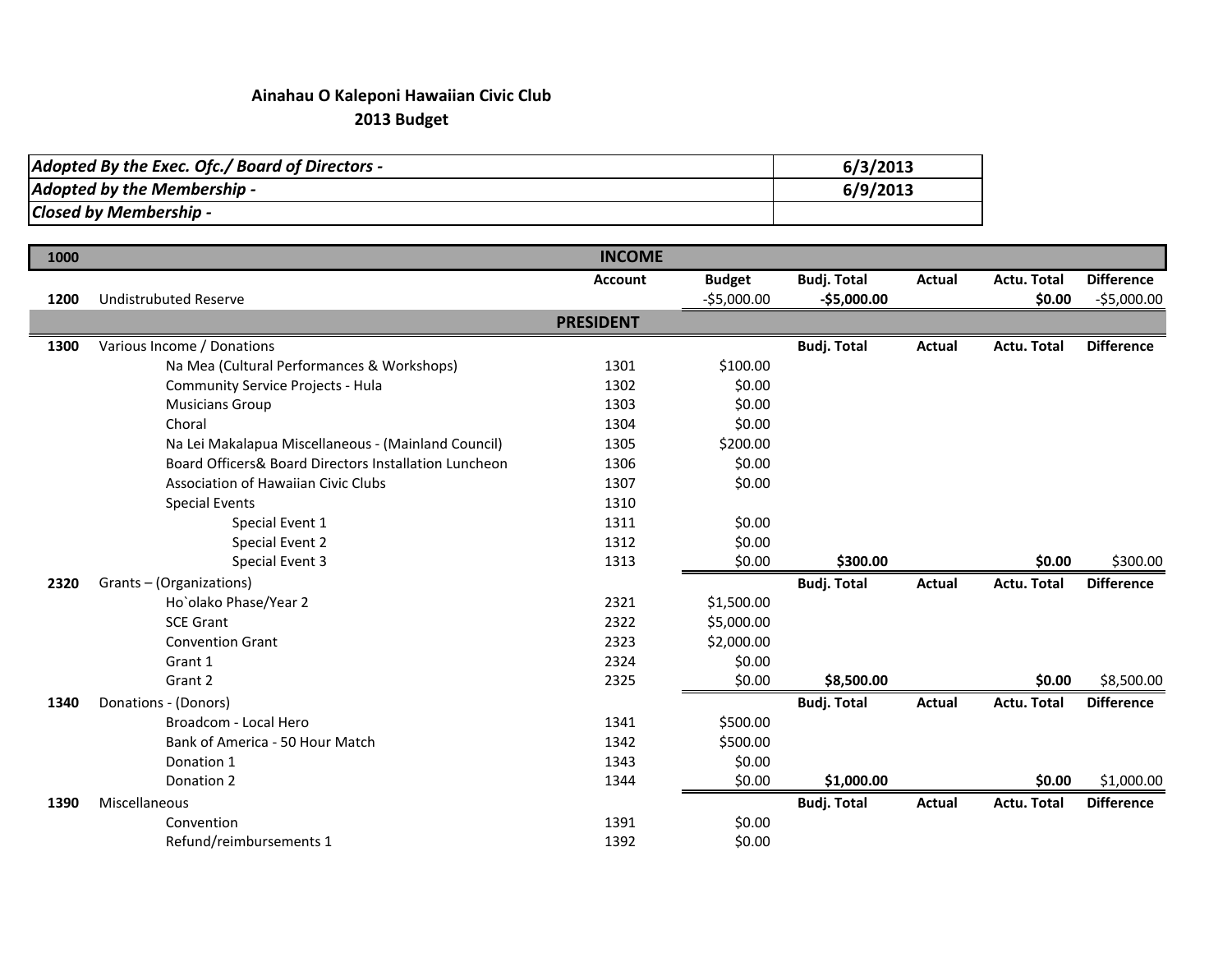**Ainahau O Kaleponi Hawaiian Civic Club**
**2013 Budget**

| | |
|---|---|
| ***Adopted By the Exec. Ofc./ Board of Directors -*** | **6/3/2013** |
| ***Adopted by the Membership -*** | **6/9/2013** |
| ***Closed by Membership -*** | |

| | | | | | | | |
|---|---|---|---|---|---|---|---|
| **1000** | | **INCOME** | | | | | |
| | | **Account** | **Budget** | **Budj. Total** | **Actual** | **Actu. Total** | **Difference** |
| **1200** | Undistrubuted Reserve | | -$5,000.00 | **-$5,000.00** | | **$0.00** | -$5,000.00 |
| | | **PRESIDENT** | | | | | |
| **1300** | Various Income / Donations | | | **Budj. Total** | **Actual** | **Actu. Total** | **Difference** |
| | Na Mea (Cultural Performances & Workshops) | 1301 | $100.00 | | | | |
| | Community Service Projects - Hula | 1302 | $0.00 | | | | |
| | Musicians Group | 1303 | $0.00 | | | | |
| | Choral | 1304 | $0.00 | | | | |
| | Na Lei Makalapua Miscellaneous - (Mainland Council) | 1305 | $200.00 | | | | |
| | Board Officers& Board Directors Installation Luncheon | 1306 | $0.00 | | | | |
| | Association of Hawaiian Civic Clubs | 1307 | $0.00 | | | | |
| | Special Events | 1310 | | | | | |
| | Special Event 1 | 1311 | $0.00 | | | | |
| | Special Event 2 | 1312 | $0.00 | | | | |
| | Special Event 3 | 1313 | $0.00 | **$300.00** | | **$0.00** | $300.00 |
| **2320** | Grants – (Organizations) | | | **Budj. Total** | **Actual** | **Actu. Total** | **Difference** |
| | Ho`olako Phase/Year 2 | 2321 | $1,500.00 | | | | |
| | SCE Grant | 2322 | $5,000.00 | | | | |
| | Convention Grant | 2323 | $2,000.00 | | | | |
| | Grant 1 | 2324 | $0.00 | | | | |
| | Grant 2 | 2325 | $0.00 | **$8,500.00** | | **$0.00** | $8,500.00 |
| **1340** | Donations - (Donors) | | | **Budj. Total** | **Actual** | **Actu. Total** | **Difference** |
| | Broadcom - Local Hero | 1341 | $500.00 | | | | |
| | Bank of America - 50 Hour Match | 1342 | $500.00 | | | | |
| | Donation 1 | 1343 | $0.00 | | | | |
| | Donation 2 | 1344 | $0.00 | **$1,000.00** | | **$0.00** | $1,000.00 |
| **1390** | Miscellaneous | | | **Budj. Total** | **Actual** | **Actu. Total** | **Difference** |
| | Convention | 1391 | $0.00 | | | | |
| | Refund/reimbursements 1 | 1392 | $0.00 | | | | |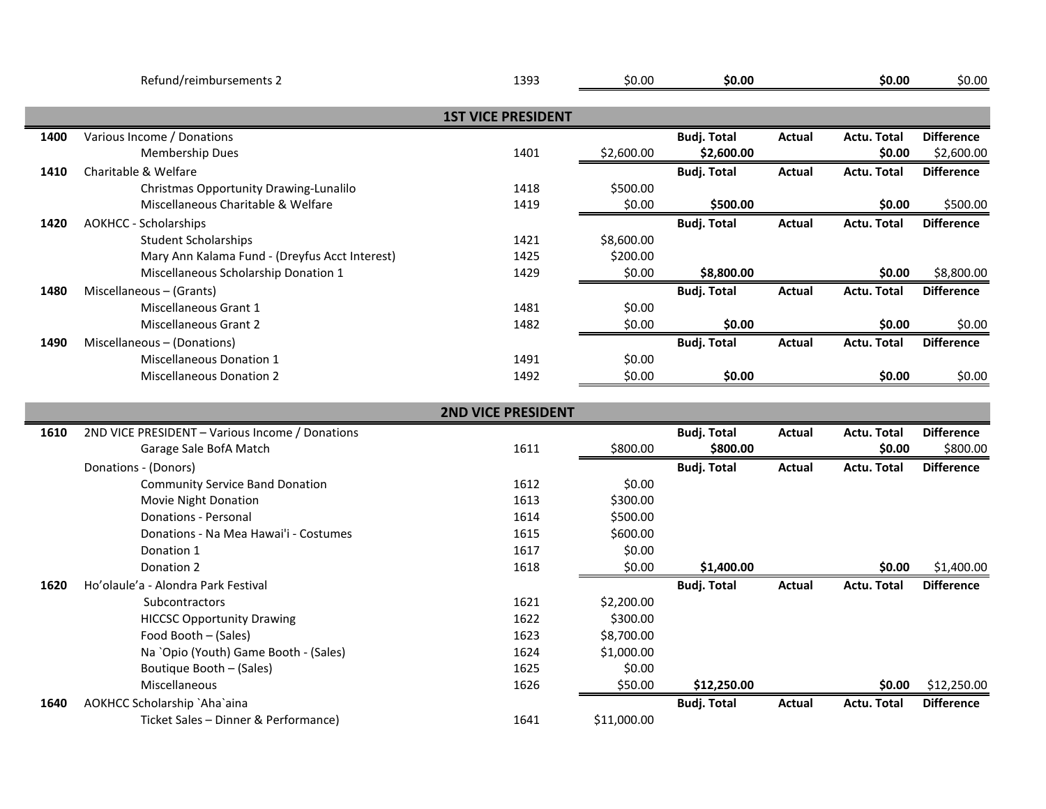| | | Account | Budget | Budj. Total | Actual | Actu. Total | Difference |
|---|---|---|---|---|---|---|---|
| | Refund/reimbursements 2 | 1393 | $0.00 | **$0.00** | | **$0.00** | $0.00 |

## 1ST VICE PRESIDENT

| | | | | | | | |
|---|---|---|---|---|---|---|---|
| **1400** | Various Income / Donations | | | **Budj. Total** | **Actual** | **Actu. Total** | **Difference** |
| | Membership Dues | 1401 | $2,600.00 | **$2,600.00** | | **$0.00** | $2,600.00 |
| **1410** | Charitable & Welfare | | | **Budj. Total** | **Actual** | **Actu. Total** | **Difference** |
| | Christmas Opportunity Drawing-Lunalilo | 1418 | $500.00 | | | | |
| | Miscellaneous Charitable & Welfare | 1419 | $0.00 | **$500.00** | | **$0.00** | $500.00 |
| **1420** | AOKHCC - Scholarships | | | **Budj. Total** | **Actual** | **Actu. Total** | **Difference** |
| | Student Scholarships | 1421 | $8,600.00 | | | | |
| | Mary Ann Kalama Fund - (Dreyfus Acct Interest) | 1425 | $200.00 | | | | |
| | Miscellaneous Scholarship Donation 1 | 1429 | $0.00 | **$8,800.00** | | **$0.00** | $8,800.00 |
| **1480** | Miscellaneous – (Grants) | | | **Budj. Total** | **Actual** | **Actu. Total** | **Difference** |
| | Miscellaneous Grant 1 | 1481 | $0.00 | | | | |
| | Miscellaneous Grant 2 | 1482 | $0.00 | **$0.00** | | **$0.00** | $0.00 |
| **1490** | Miscellaneous – (Donations) | | | **Budj. Total** | **Actual** | **Actu. Total** | **Difference** |
| | Miscellaneous Donation 1 | 1491 | $0.00 | | | | |
| | Miscellaneous Donation 2 | 1492 | $0.00 | **$0.00** | | **$0.00** | $0.00 |

## 2ND VICE PRESIDENT

| | | | | | | | |
|---|---|---|---|---|---|---|---|
| **1610** | 2ND VICE PRESIDENT – Various Income / Donations | | | **Budj. Total** | **Actual** | **Actu. Total** | **Difference** |
| | Garage Sale BofA Match | 1611 | $800.00 | **$800.00** | | **$0.00** | $800.00 |
| | Donations - (Donors) | | | **Budj. Total** | **Actual** | **Actu. Total** | **Difference** |
| | Community Service Band Donation | 1612 | $0.00 | | | | |
| | Movie Night Donation | 1613 | $300.00 | | | | |
| | Donations - Personal | 1614 | $500.00 | | | | |
| | Donations - Na Mea Hawai'i - Costumes | 1615 | $600.00 | | | | |
| | Donation 1 | 1617 | $0.00 | | | | |
| | Donation 2 | 1618 | $0.00 | **$1,400.00** | | **$0.00** | $1,400.00 |
| **1620** | Ho'olaule'a - Alondra Park Festival | | | **Budj. Total** | **Actual** | **Actu. Total** | **Difference** |
| | Subcontractors | 1621 | $2,200.00 | | | | |
| | HICCSC Opportunity Drawing | 1622 | $300.00 | | | | |
| | Food Booth – (Sales) | 1623 | $8,700.00 | | | | |
| | Na `Opio (Youth) Game Booth - (Sales) | 1624 | $1,000.00 | | | | |
| | Boutique Booth – (Sales) | 1625 | $0.00 | | | | |
| | Miscellaneous | 1626 | $50.00 | **$12,250.00** | | **$0.00** | $12,250.00 |
| **1640** | AOKHCC Scholarship `Aha`aina | | | **Budj. Total** | **Actual** | **Actu. Total** | **Difference** |
| | Ticket Sales – Dinner & Performance) | 1641 | $11,000.00 | | | | |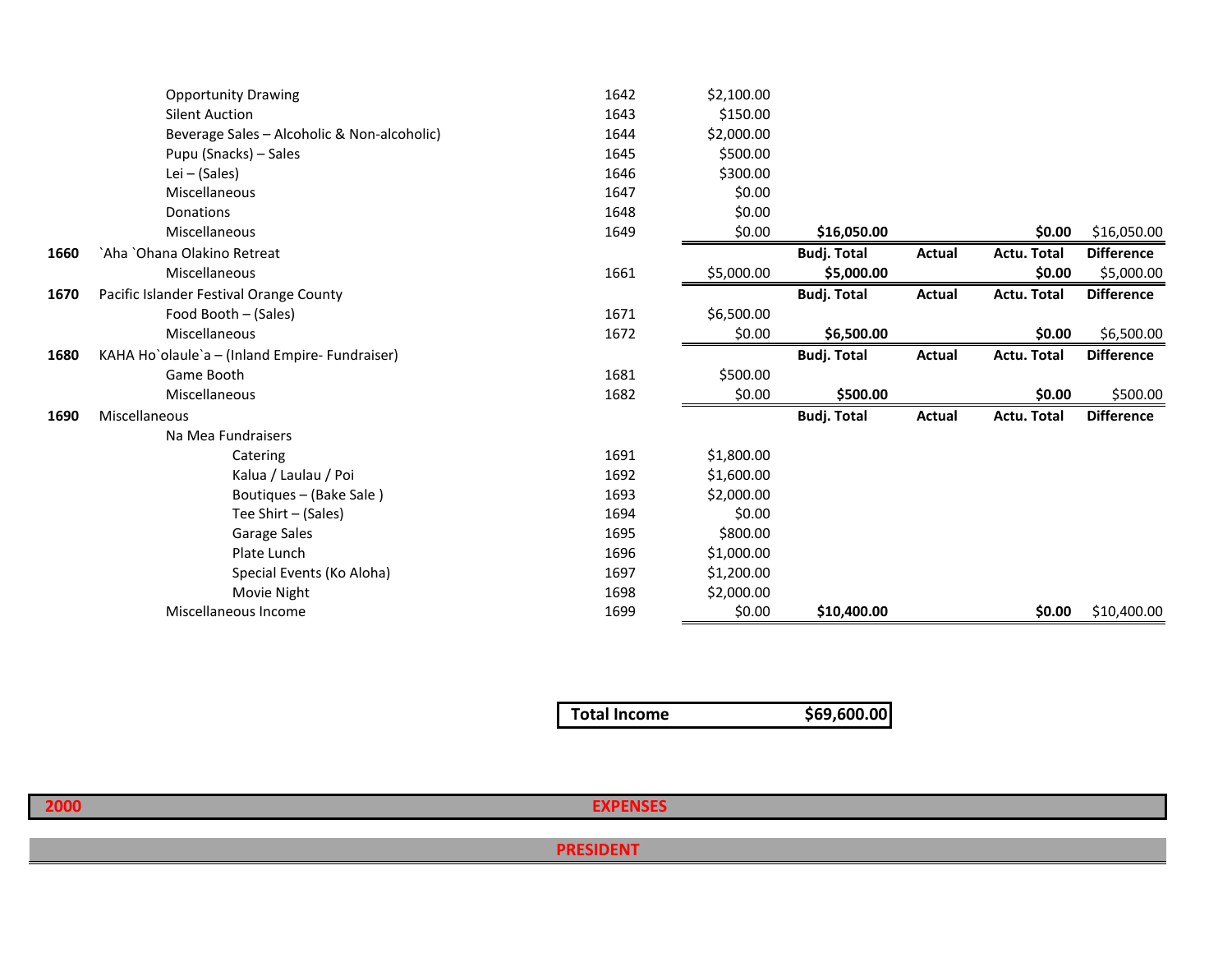| | | | | | | | | |
|---|---|---|---|---|---|---|---|---|
| | Opportunity Drawing | 1642 | $2,100.00 | | | | | |
| | Silent Auction | 1643 | $150.00 | | | | | |
| | Beverage Sales – Alcoholic & Non-alcoholic) | 1644 | $2,000.00 | | | | | |
| | Pupu (Snacks) – Sales | 1645 | $500.00 | | | | | |
| | Lei – (Sales) | 1646 | $300.00 | | | | | |
| | Miscellaneous | 1647 | $0.00 | | | | | |
| | Donations | 1648 | $0.00 | | | | | |
| | Miscellaneous | 1649 | $0.00 | **$16,050.00** | | | **$0.00** | $16,050.00 |
| **1660** | `Aha `Ohana Olakino Retreat | | | **Budj. Total** | **Actual** | | **Actu. Total** | **Difference** |
| | Miscellaneous | 1661 | $5,000.00 | **$5,000.00** | | | **$0.00** | $5,000.00 |
| **1670** | Pacific Islander Festival Orange County | | | **Budj. Total** | **Actual** | | **Actu. Total** | **Difference** |
| | Food Booth – (Sales) | 1671 | $6,500.00 | | | | | |
| | Miscellaneous | 1672 | $0.00 | **$6,500.00** | | | **$0.00** | $6,500.00 |
| **1680** | KAHA Ho`olaule`a – (Inland Empire- Fundraiser) | | | **Budj. Total** | **Actual** | | **Actu. Total** | **Difference** |
| | Game Booth | 1681 | $500.00 | | | | | |
| | Miscellaneous | 1682 | $0.00 | **$500.00** | | | **$0.00** | $500.00 |
| **1690** | Miscellaneous | | | **Budj. Total** | **Actual** | | **Actu. Total** | **Difference** |
| | Na Mea Fundraisers | | | | | | | |
| | Catering | 1691 | $1,800.00 | | | | | |
| | Kalua / Laulau / Poi | 1692 | $1,600.00 | | | | | |
| | Boutiques – (Bake Sale ) | 1693 | $2,000.00 | | | | | |
| | Tee Shirt – (Sales) | 1694 | $0.00 | | | | | |
| | Garage Sales | 1695 | $800.00 | | | | | |
| | Plate Lunch | 1696 | $1,000.00 | | | | | |
| | Special Events (Ko Aloha) | 1697 | $1,200.00 | | | | | |
| | Movie Night | 1698 | $2,000.00 | | | | | |
| | Miscellaneous Income | 1699 | $0.00 | **$10,400.00** | | | **$0.00** | $10,400.00 |

| **Total Income** | **$69,600.00** |
|---|---|

**2000** **EXPENSES**

**PRESIDENT**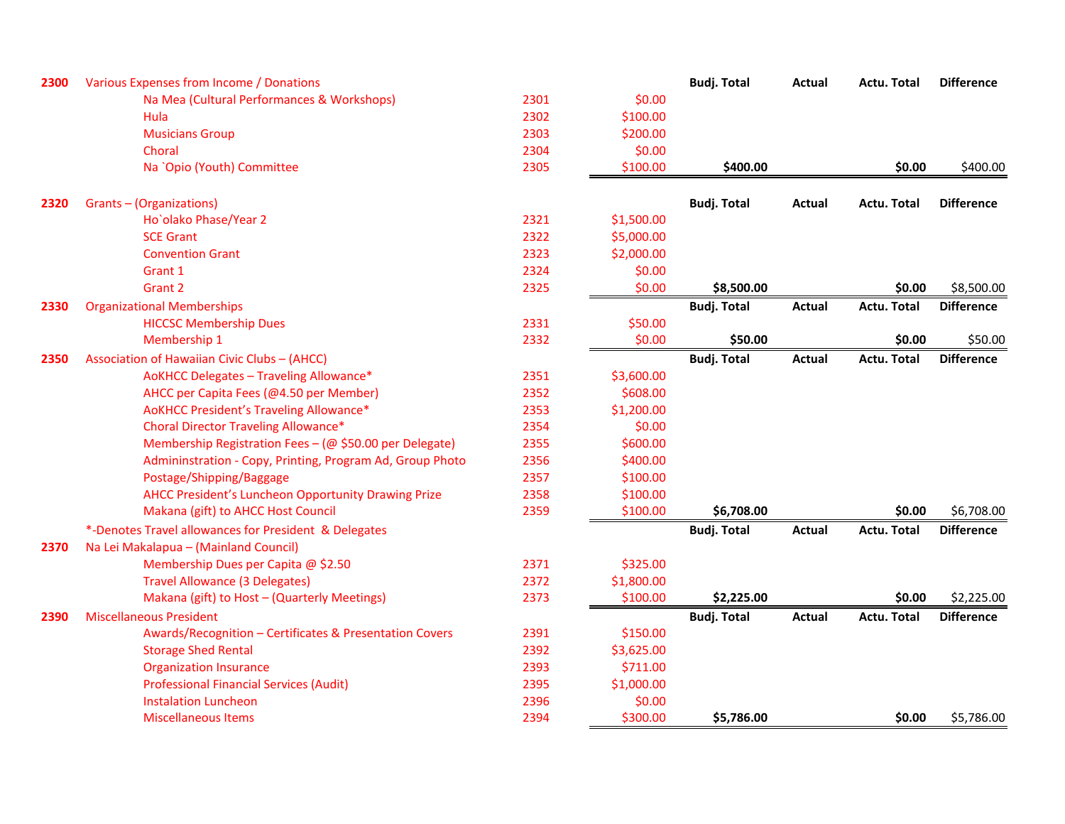| | | | | Budj. Total | Actual | Actu. Total | Difference |
|---|---|---|---|---|---|---|---|
| 2300 | Various Expenses from Income / Donations | | | Budj. Total | Actual | Actu. Total | Difference |
| | Na Mea (Cultural Performances & Workshops) | 2301 | $0.00 | | | | |
| | Hula | 2302 | $100.00 | | | | |
| | Musicians Group | 2303 | $200.00 | | | | |
| | Choral | 2304 | $0.00 | | | | |
| | Na `Opio (Youth) Committee | 2305 | $100.00 | **$400.00** | | **$0.00** | $400.00 |
| 2320 | Grants – (Organizations) | | | Budj. Total | Actual | Actu. Total | Difference |
| | Ho`olako Phase/Year 2 | 2321 | $1,500.00 | | | | |
| | SCE Grant | 2322 | $5,000.00 | | | | |
| | Convention Grant | 2323 | $2,000.00 | | | | |
| | Grant 1 | 2324 | $0.00 | | | | |
| | Grant 2 | 2325 | $0.00 | **$8,500.00** | | **$0.00** | $8,500.00 |
| 2330 | Organizational Memberships | | | Budj. Total | Actual | Actu. Total | Difference |
| | HICCSC Membership Dues | 2331 | $50.00 | | | | |
| | Membership 1 | 2332 | $0.00 | **$50.00** | | **$0.00** | $50.00 |
| 2350 | Association of Hawaiian Civic Clubs – (AHCC) | | | Budj. Total | Actual | Actu. Total | Difference |
| | AoKHCC Delegates – Traveling Allowance* | 2351 | $3,600.00 | | | | |
| | AHCC per Capita Fees (@4.50 per Member) | 2352 | $608.00 | | | | |
| | AoKHCC President's Traveling Allowance* | 2353 | $1,200.00 | | | | |
| | Choral Director Traveling Allowance* | 2354 | $0.00 | | | | |
| | Membership Registration Fees – (@ $50.00 per Delegate) | 2355 | $600.00 | | | | |
| | Admininstration - Copy, Printing, Program Ad, Group Photo | 2356 | $400.00 | | | | |
| | Postage/Shipping/Baggage | 2357 | $100.00 | | | | |
| | AHCC President's Luncheon Opportunity Drawing Prize | 2358 | $100.00 | | | | |
| | Makana (gift) to AHCC Host Council | 2359 | $100.00 | **$6,708.00** | | **$0.00** | $6,708.00 |
| | *-Denotes Travel allowances for President & Delegates | | | Budj. Total | Actual | Actu. Total | Difference |
| 2370 | Na Lei Makalapua – (Mainland Council) | | | | | | |
| | Membership Dues per Capita @ $2.50 | 2371 | $325.00 | | | | |
| | Travel Allowance (3 Delegates) | 2372 | $1,800.00 | | | | |
| | Makana (gift) to Host – (Quarterly Meetings) | 2373 | $100.00 | **$2,225.00** | | **$0.00** | $2,225.00 |
| 2390 | Miscellaneous President | | | Budj. Total | Actual | Actu. Total | Difference |
| | Awards/Recognition – Certificates & Presentation Covers | 2391 | $150.00 | | | | |
| | Storage Shed Rental | 2392 | $3,625.00 | | | | |
| | Organization Insurance | 2393 | $711.00 | | | | |
| | Professional Financial Services (Audit) | 2395 | $1,000.00 | | | | |
| | Instalation Luncheon | 2396 | $0.00 | | | | |
| | Miscellaneous Items | 2394 | $300.00 | **$5,786.00** | | **$0.00** | $5,786.00 |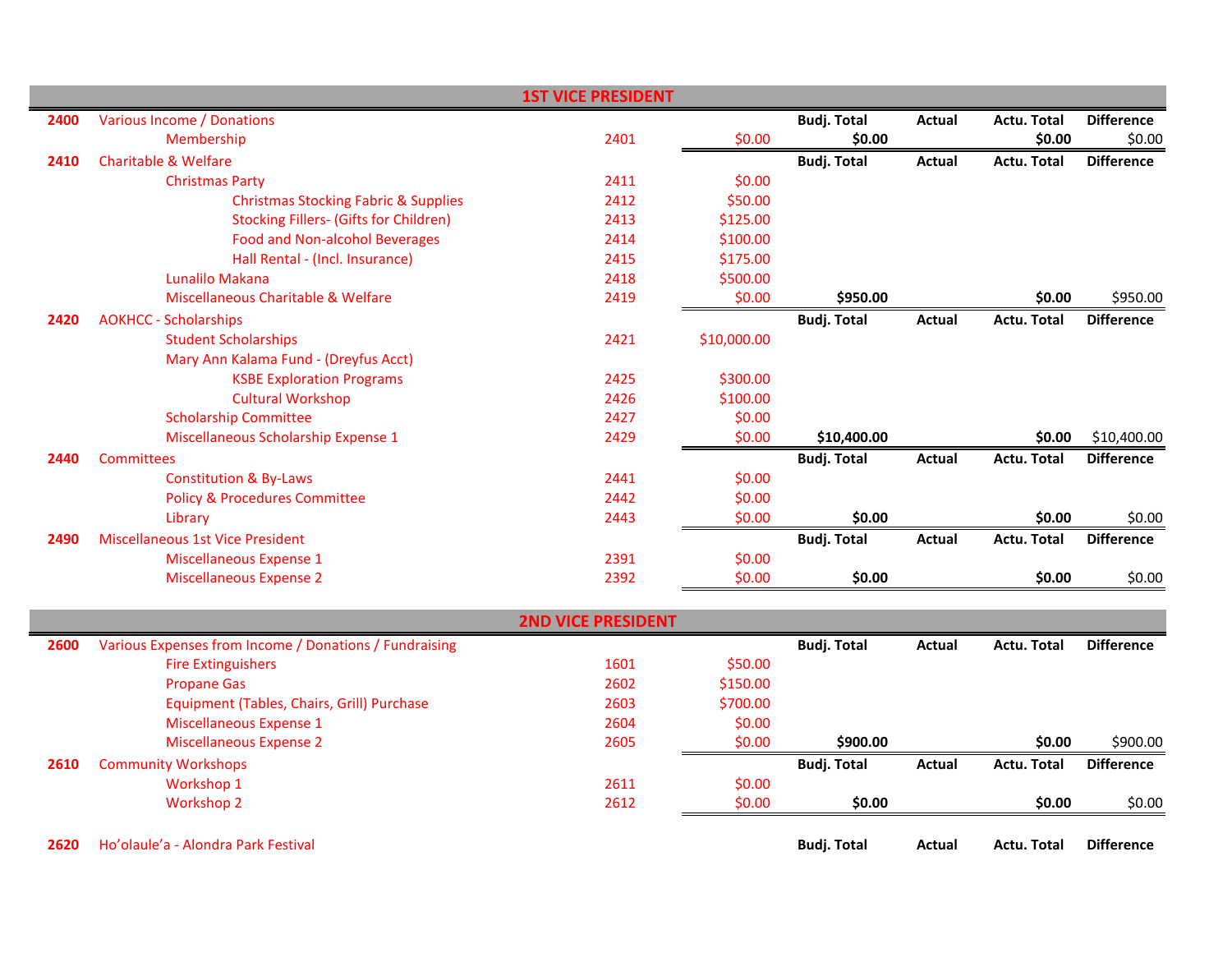## 1ST VICE PRESIDENT

| Code | Account | Sub-code | Budget | Budj. Total | Actual | Actu. Total | Difference |
|---|---|---|---|---|---|---|---|
| **2400** | Various Income / Donations | | | **Budj. Total** | **Actual** | **Actu. Total** | **Difference** |
| | Membership | 2401 | $0.00 | **$0.00** | | **$0.00** | $0.00 |
| **2410** | Charitable & Welfare | | | **Budj. Total** | **Actual** | **Actu. Total** | **Difference** |
| | Christmas Party | 2411 | $0.00 | | | | |
| | Christmas Stocking Fabric & Supplies | 2412 | $50.00 | | | | |
| | Stocking Fillers- (Gifts for Children) | 2413 | $125.00 | | | | |
| | Food and Non-alcohol Beverages | 2414 | $100.00 | | | | |
| | Hall Rental - (Incl. Insurance) | 2415 | $175.00 | | | | |
| | Lunalilo Makana | 2418 | $500.00 | | | | |
| | Miscellaneous Charitable & Welfare | 2419 | $0.00 | **$950.00** | | **$0.00** | $950.00 |
| **2420** | AOKHCC - Scholarships | | | **Budj. Total** | **Actual** | **Actu. Total** | **Difference** |
| | Student Scholarships | 2421 | $10,000.00 | | | | |
| | Mary Ann Kalama Fund - (Dreyfus Acct) | | | | | | |
| | KSBE Exploration Programs | 2425 | $300.00 | | | | |
| | Cultural Workshop | 2426 | $100.00 | | | | |
| | Scholarship Committee | 2427 | $0.00 | | | | |
| | Miscellaneous Scholarship Expense 1 | 2429 | $0.00 | **$10,400.00** | | **$0.00** | $10,400.00 |
| **2440** | Committees | | | **Budj. Total** | **Actual** | **Actu. Total** | **Difference** |
| | Constitution & By-Laws | 2441 | $0.00 | | | | |
| | Policy & Procedures Committee | 2442 | $0.00 | | | | |
| | Library | 2443 | $0.00 | **$0.00** | | **$0.00** | $0.00 |
| **2490** | Miscellaneous 1st Vice President | | | **Budj. Total** | **Actual** | **Actu. Total** | **Difference** |
| | Miscellaneous Expense 1 | 2391 | $0.00 | | | | |
| | Miscellaneous Expense 2 | 2392 | $0.00 | **$0.00** | | **$0.00** | $0.00 |

## 2ND VICE PRESIDENT

| Code | Account | Sub-code | Budget | Budj. Total | Actual | Actu. Total | Difference |
|---|---|---|---|---|---|---|---|
| **2600** | Various Expenses from Income / Donations / Fundraising | | | **Budj. Total** | **Actual** | **Actu. Total** | **Difference** |
| | Fire Extinguishers | 1601 | $50.00 | | | | |
| | Propane Gas | 2602 | $150.00 | | | | |
| | Equipment (Tables, Chairs, Grill) Purchase | 2603 | $700.00 | | | | |
| | Miscellaneous Expense 1 | 2604 | $0.00 | | | | |
| | Miscellaneous Expense 2 | 2605 | $0.00 | **$900.00** | | **$0.00** | $900.00 |
| **2610** | Community Workshops | | | **Budj. Total** | **Actual** | **Actu. Total** | **Difference** |
| | Workshop 1 | 2611 | $0.00 | | | | |
| | Workshop 2 | 2612 | $0.00 | **$0.00** | | **$0.00** | $0.00 |
| **2620** | Ho'olaule'a - Alondra Park Festival | | | **Budj. Total** | **Actual** | **Actu. Total** | **Difference** |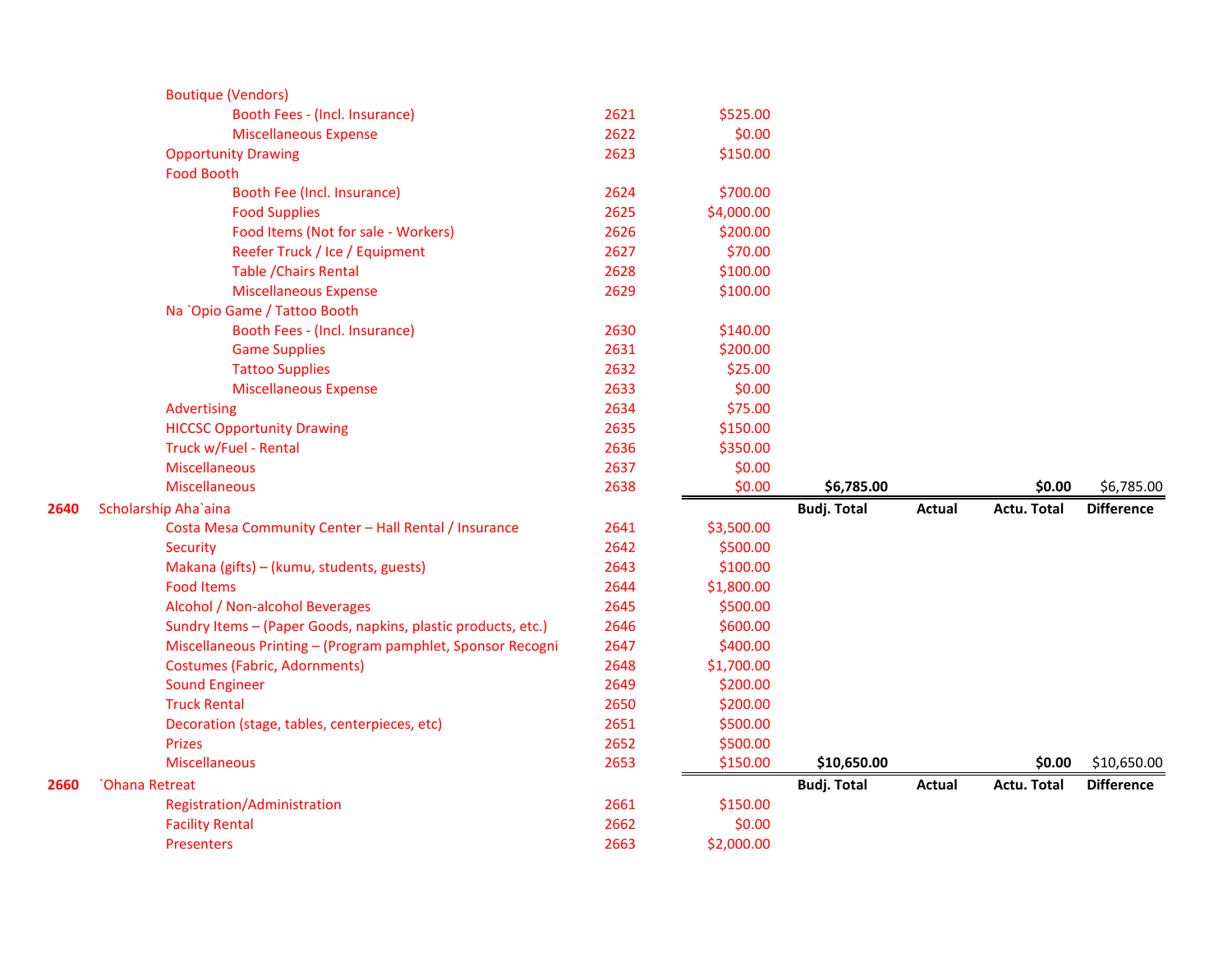| | | Account | Budget | Budj. Total | Actual | Actu. Total | Difference |
|---|---|---|---|---|---|---|---|
| | Boutique (Vendors) | | | | | | |
| | Booth Fees - (Incl. Insurance) | 2621 | $525.00 | | | | |
| | Miscellaneous Expense | 2622 | $0.00 | | | | |
| | Opportunity Drawing | 2623 | $150.00 | | | | |
| | Food Booth | | | | | | |
| | Booth Fee (Incl. Insurance) | 2624 | $700.00 | | | | |
| | Food Supplies | 2625 | $4,000.00 | | | | |
| | Food Items (Not for sale - Workers) | 2626 | $200.00 | | | | |
| | Reefer Truck / Ice / Equipment | 2627 | $70.00 | | | | |
| | Table /Chairs Rental | 2628 | $100.00 | | | | |
| | Miscellaneous Expense | 2629 | $100.00 | | | | |
| | Na `Opio Game / Tattoo Booth | | | | | | |
| | Booth Fees - (Incl. Insurance) | 2630 | $140.00 | | | | |
| | Game Supplies | 2631 | $200.00 | | | | |
| | Tattoo Supplies | 2632 | $25.00 | | | | |
| | Miscellaneous Expense | 2633 | $0.00 | | | | |
| | Advertising | 2634 | $75.00 | | | | |
| | HICCSC Opportunity Drawing | 2635 | $150.00 | | | | |
| | Truck w/Fuel - Rental | 2636 | $350.00 | | | | |
| | Miscellaneous | 2637 | $0.00 | | | | |
| | Miscellaneous | 2638 | $0.00 | **$6,785.00** | | **$0.00** | $6,785.00 |
| **2640** | Scholarship Aha`aina | | | **Budj. Total** | **Actual** | **Actu. Total** | **Difference** |
| | Costa Mesa Community Center – Hall Rental / Insurance | 2641 | $3,500.00 | | | | |
| | Security | 2642 | $500.00 | | | | |
| | Makana (gifts) – (kumu, students, guests) | 2643 | $100.00 | | | | |
| | Food Items | 2644 | $1,800.00 | | | | |
| | Alcohol / Non-alcohol Beverages | 2645 | $500.00 | | | | |
| | Sundry Items – (Paper Goods, napkins, plastic products, etc.) | 2646 | $600.00 | | | | |
| | Miscellaneous Printing – (Program pamphlet, Sponsor Recogni | 2647 | $400.00 | | | | |
| | Costumes (Fabric, Adornments) | 2648 | $1,700.00 | | | | |
| | Sound Engineer | 2649 | $200.00 | | | | |
| | Truck Rental | 2650 | $200.00 | | | | |
| | Decoration (stage, tables, centerpieces, etc) | 2651 | $500.00 | | | | |
| | Prizes | 2652 | $500.00 | | | | |
| | Miscellaneous | 2653 | $150.00 | **$10,650.00** | | **$0.00** | $10,650.00 |
| **2660** | `Ohana Retreat | | | **Budj. Total** | **Actual** | **Actu. Total** | **Difference** |
| | Registration/Administration | 2661 | $150.00 | | | | |
| | Facility Rental | 2662 | $0.00 | | | | |
| | Presenters | 2663 | $2,000.00 | | | | |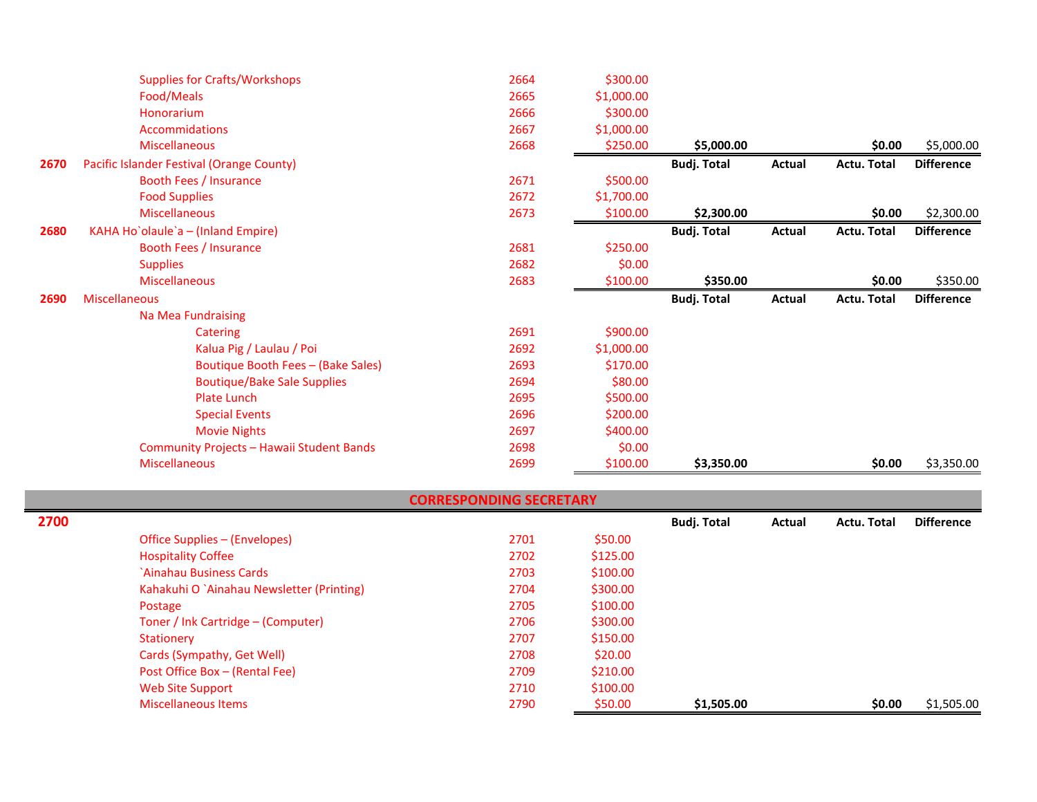| Code | Item | Acct | Amount | Budj. Total | Actual | Actu. Total | Difference |
|---|---|---|---|---|---|---|---|
| | Supplies for Crafts/Workshops | 2664 | $300.00 | | | | |
| | Food/Meals | 2665 | $1,000.00 | | | | |
| | Honorarium | 2666 | $300.00 | | | | |
| | Accommidations | 2667 | $1,000.00 | | | | |
| | Miscellaneous | 2668 | $250.00 | **$5,000.00** | | **$0.00** | $5,000.00 |
| **2670** | Pacific Islander Festival (Orange County) | | | **Budj. Total** | **Actual** | **Actu. Total** | **Difference** |
| | Booth Fees / Insurance | 2671 | $500.00 | | | | |
| | Food Supplies | 2672 | $1,700.00 | | | | |
| | Miscellaneous | 2673 | $100.00 | **$2,300.00** | | **$0.00** | $2,300.00 |
| **2680** | KAHA Ho`olaule`a – (Inland Empire) | | | **Budj. Total** | **Actual** | **Actu. Total** | **Difference** |
| | Booth Fees / Insurance | 2681 | $250.00 | | | | |
| | Supplies | 2682 | $0.00 | | | | |
| | Miscellaneous | 2683 | $100.00 | **$350.00** | | **$0.00** | $350.00 |
| **2690** | Miscellaneous | | | **Budj. Total** | **Actual** | **Actu. Total** | **Difference** |
| | Na Mea Fundraising | | | | | | |
| | Catering | 2691 | $900.00 | | | | |
| | Kalua Pig / Laulau / Poi | 2692 | $1,000.00 | | | | |
| | Boutique Booth Fees – (Bake Sales) | 2693 | $170.00 | | | | |
| | Boutique/Bake Sale Supplies | 2694 | $80.00 | | | | |
| | Plate Lunch | 2695 | $500.00 | | | | |
| | Special Events | 2696 | $200.00 | | | | |
| | Movie Nights | 2697 | $400.00 | | | | |
| | Community Projects – Hawaii Student Bands | 2698 | $0.00 | | | | |
| | Miscellaneous | 2699 | $100.00 | **$3,350.00** | | **$0.00** | $3,350.00 |

## CORRESPONDING SECRETARY

| Code | Item | Acct | Amount | Budj. Total | Actual | Actu. Total | Difference |
|---|---|---|---|---|---|---|---|
| **2700** | | | | **Budj. Total** | **Actual** | **Actu. Total** | **Difference** |
| | Office Supplies – (Envelopes) | 2701 | $50.00 | | | | |
| | Hospitality Coffee | 2702 | $125.00 | | | | |
| | `Ainahau Business Cards | 2703 | $100.00 | | | | |
| | Kahakuhi O `Ainahau Newsletter (Printing) | 2704 | $300.00 | | | | |
| | Postage | 2705 | $100.00 | | | | |
| | Toner / Ink Cartridge – (Computer) | 2706 | $300.00 | | | | |
| | Stationery | 2707 | $150.00 | | | | |
| | Cards (Sympathy, Get Well) | 2708 | $20.00 | | | | |
| | Post Office Box – (Rental Fee) | 2709 | $210.00 | | | | |
| | Web Site Support | 2710 | $100.00 | | | | |
| | Miscellaneous Items | 2790 | $50.00 | **$1,505.00** | | **$0.00** | $1,505.00 |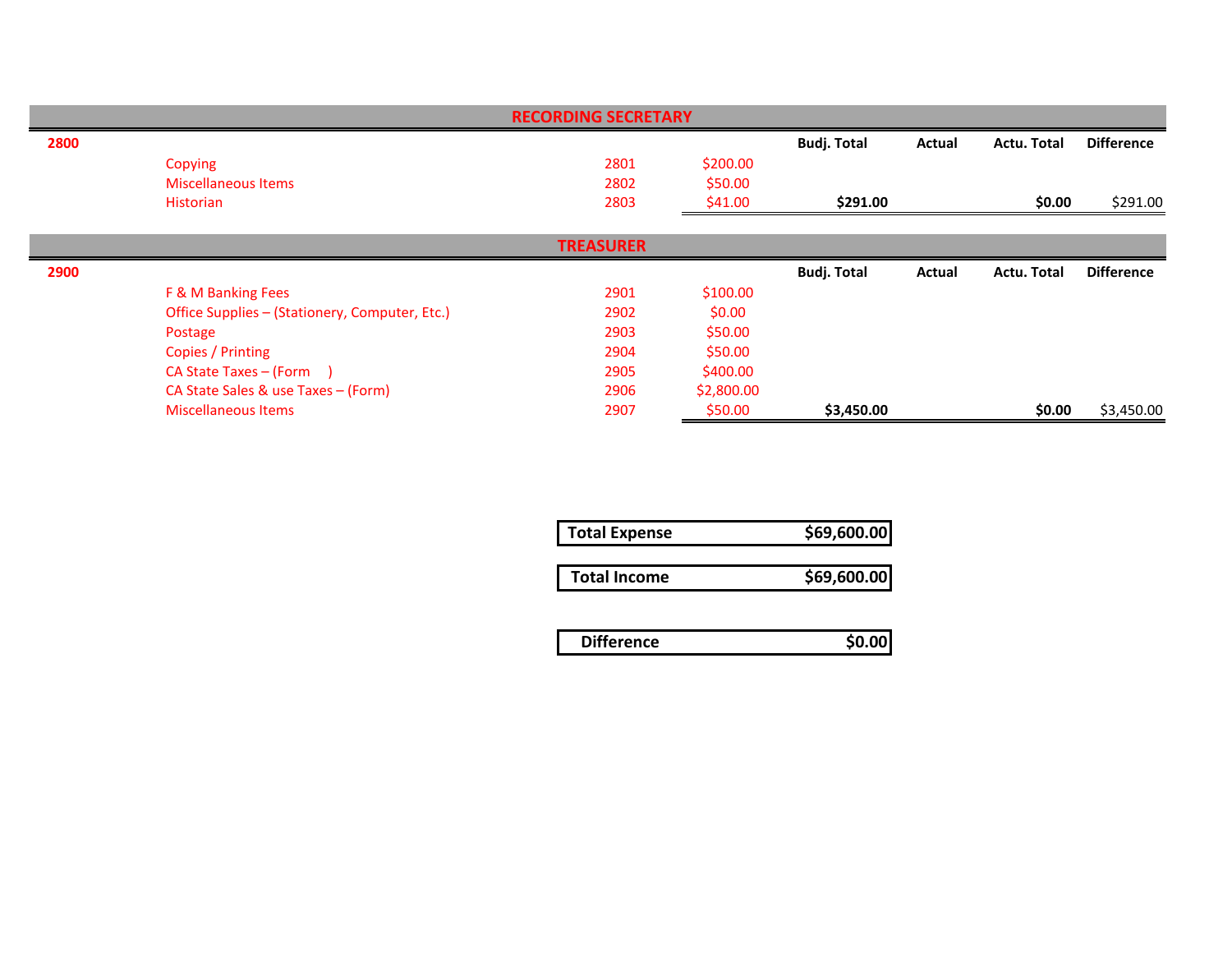## RECORDING SECRETARY

| | | | | Budj. Total | Actual | Actu. Total | Difference |
|---|---|---|---|---|---|---|---|
| **2800** | | | | | | | |
| | Copying | 2801 | $200.00 | | | | |
| | Miscellaneous Items | 2802 | $50.00 | | | | |
| | Historian | 2803 | $41.00 | **$291.00** | | **$0.00** | $291.00 |

## TREASURER

| | | | | Budj. Total | Actual | Actu. Total | Difference |
|---|---|---|---|---|---|---|---|
| **2900** | | | | | | | |
| | F & M Banking Fees | 2901 | $100.00 | | | | |
| | Office Supplies – (Stationery, Computer, Etc.) | 2902 | $0.00 | | | | |
| | Postage | 2903 | $50.00 | | | | |
| | Copies / Printing | 2904 | $50.00 | | | | |
| | CA State Taxes – (Form ) | 2905 | $400.00 | | | | |
| | CA State Sales & use Taxes – (Form) | 2906 | $2,800.00 | | | | |
| | Miscellaneous Items | 2907 | $50.00 | **$3,450.00** | | **$0.00** | $3,450.00 |

| | |
|---|---|
| **Total Expense** | **$69,600.00** |
| **Total Income** | **$69,600.00** |
| **Difference** | **$0.00** |